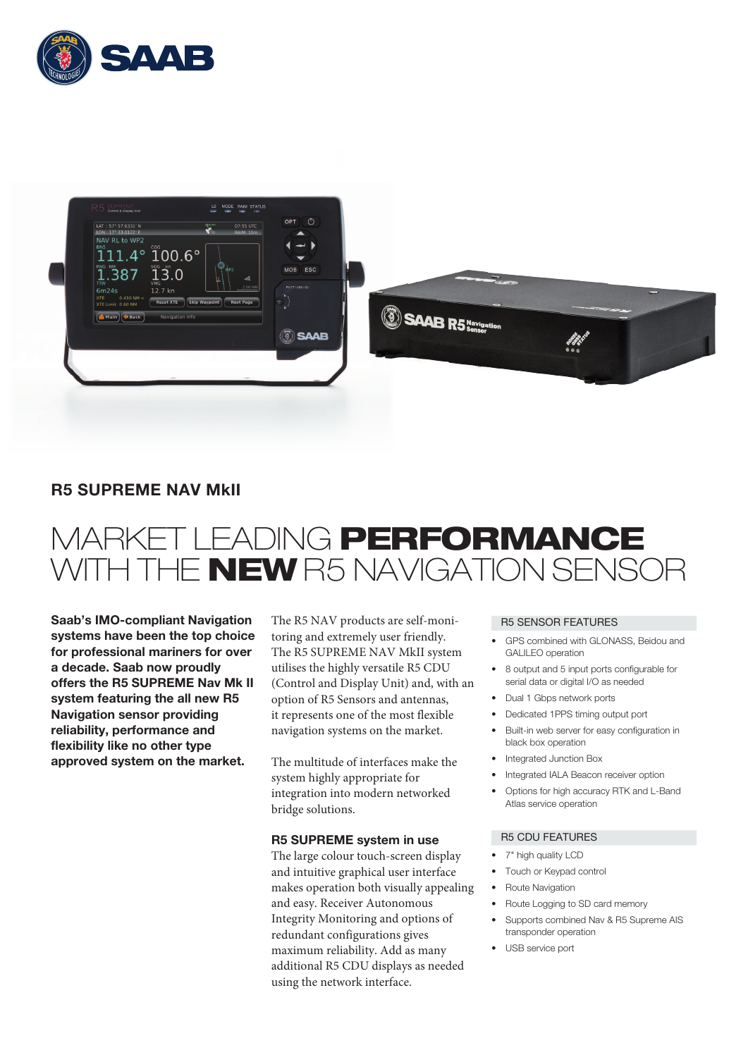## R5 SUPREME NAV MkII

# MARKET LEADING **PERFORMANCE** WITH THE **NEW** R5 NAVIGATION SENSOR

**Saab's IMO-compliant Navigation systems have been the top choice for professional mariners for over a decade. Saab now proudly offers the R5 SUPREME Nav Mk II system featuring the all new R5 Navigation sensor providing reliability, performance and flexibility like no other type approved system on the market.**

The R5 NAV products are self-monitoring and extremely user friendly. The R5 SUPREME NAV MkII system utilises the highly versatile R5 CDU (Control and Display Unit) and, with an option of R5 Sensors and antennas, it represents one of the most flexible navigation systems on the market.

The multitude of interfaces make the system highly appropriate for integration into modern networked bridge solutions.

### R5 SUPREME system in use

The large colour touch-screen display and intuitive graphical user interface makes operation both visually appealing and easy. Receiver Autonomous Integrity Monitoring and options of redundant configurations gives maximum reliability. Add as many additional R5 CDU displays as needed using the network interface.

### R5 SENSOR FEATURES

- GPS combined with GLONASS, Beidou and GALILEO operation
- 8 output and 5 input ports configurable for serial data or digital I/O as needed
- Dual 1 Gbps network ports
- Dedicated 1PPS timing output port
- Built-in web server for easy configuration in black box operation
- Integrated Junction Box
- Integrated IALA Beacon receiver option
- Options for high accuracy RTK and L-Band Atlas service operation

### R5 CDU FEATURES

- 7" high quality LCD
- Touch or Keypad control
- Route Navigation
- Route Logging to SD card memory
- Supports combined Nav & R5 Supreme AIS transponder operation
- USB service port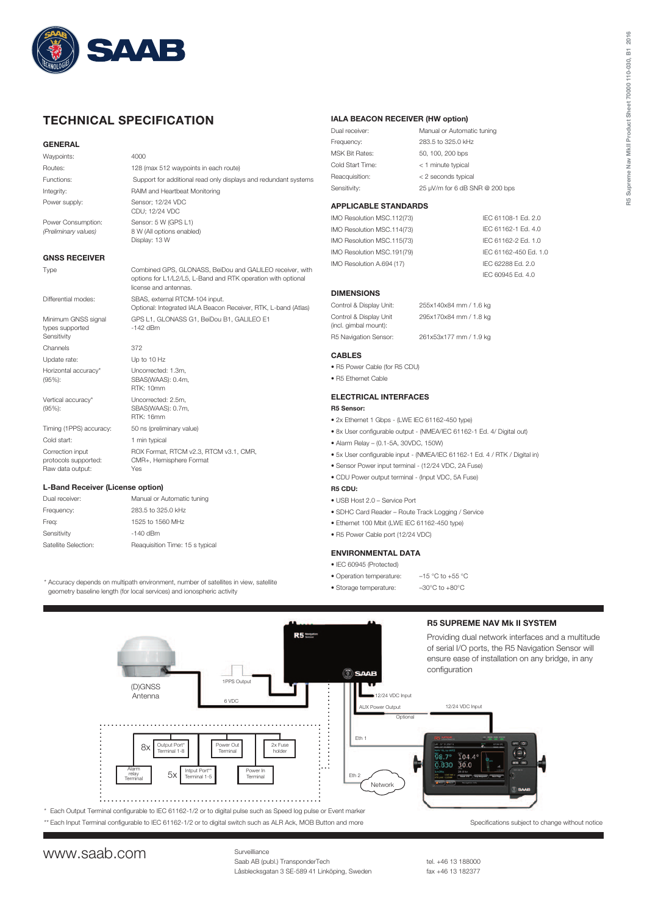# TECHNICAL SPECIFICATION

## GENERAL

| | |
|---|---|
| Waypoints: | 4000 |
| Routes: | 128 (max 512 waypoints in each route) |
| Functions: | Support for additional read only displays and redundant systems |
| Integrity: | RAIM and Heartbeat Monitoring |
| Power supply: | Sensor; 12/24 VDC<br>CDU; 12/24 VDC |
| Power Consumption:<br>*(Preliminary values)* | Sensor: 5 W (GPS L1)<br>8 W (All options enabled)<br>Display: 13 W |

## GNSS RECEIVER

| | |
|---|---|
| Type | Combined GPS, GLONASS, BeiDou and GALILEO receiver, with options for L1/L2/L5, L-Band and RTK operation with optional license and antennas. |
| Differential modes: | SBAS, external RTCM-104 input.<br>Optional: Integrated IALA Beacon Receiver, RTK, L-band (Atlas) |
| Minimum GNSS signal types supported<br>Sensitivity | GPS L1, GLONASS G1, BeiDou B1, GALILEO E1<br>-142 dBm |
| Channels | 372 |
| Update rate: | Up to 10 Hz |
| Horizontal accuracy* (95%): | Uncorrected: 1.3m,<br>SBAS(WAAS): 0.4m,<br>RTK: 10mm |
| Vertical accuracy* (95%): | Uncorrected: 2.5m,<br>SBAS(WAAS): 0.7m,<br>RTK: 16mm |
| Timing (1PPS) accuracy: | 50 ns (preliminary value) |
| Cold start: | 1 min typical |
| Correction input protocols supported:<br>Raw data output: | ROX Format, RTCM v2.3, RTCM v3.1, CMR, CMR+, Hemisphere Format<br>Yes |

### L-Band Receiver (License option)

| | |
|---|---|
| Dual receiver: | Manual or Automatic tuning |
| Frequency: | 283.5 to 325.0 kHz |
| Freq: | 1525 to 1560 MHz |
| Sensitivity | -140 dBm |
| Satellite Selection: | Reaquisition Time: 15 s typical |

\* Accuracy depends on multipath environment, number of satellites in view, satellite geometry baseline length (for local services) and ionospheric activity

## IALA BEACON RECEIVER (HW option)

| | |
|---|---|
| Dual receiver: | Manual or Automatic tuning |
| Frequency: | 283.5 to 325.0 kHz |
| MSK Bit Rates: | 50, 100, 200 bps |
| Cold Start Time: | < 1 minute typical |
| Reacquisition: | < 2 seconds typical |
| Sensitivity: | 25 µV/m for 6 dB SNR @ 200 bps |

## APPLICABLE STANDARDS

| | |
|---|---|
| IMO Resolution MSC.112(73) | IEC 61108-1 Ed. 2.0 |
| IMO Resolution MSC.114(73) | IEC 61162-1 Ed. 4.0 |
| IMO Resolution MSC.115(73) | IEC 61162-2 Ed. 1.0 |
| IMO Resolution MSC.191(79) | IEC 61162-450 Ed. 1.0 |
| IMO Resolution A.694 (17) | IEC 62288 Ed. 2.0 |
| | IEC 60945 Ed. 4.0 |

## DIMENSIONS

| | |
|---|---|
| Control & Display Unit: | 255x140x84 mm / 1.6 kg |
| Control & Display Unit (incl. gimbal mount): | 295x170x84 mm / 1.8 kg |
| R5 Navigation Sensor: | 261x53x177 mm / 1.9 kg |

## CABLES

- R5 Power Cable (for R5 CDU)
- R5 Ethernet Cable

## ELECTRICAL INTERFACES

**R5 Sensor:**

- 2x Ethernet 1 Gbps - (LWE IEC 61162-450 type)
- 8x User configurable output - (NMEA/IEC 61162-1 Ed. 4/ Digital out)
- Alarm Relay – (0.1-5A, 30VDC, 150W)
- 5x User configurable input - (NMEA/IEC 61162-1 Ed. 4 / RTK / Digital in)
- Sensor Power input terminal - (12/24 VDC, 2A Fuse)
- CDU Power output terminal - (Input VDC, 5A Fuse)

**R5 CDU:**

- USB Host 2.0 – Service Port
- SDHC Card Reader – Route Track Logging / Service
- Ethernet 100 Mbit (LWE IEC 61162-450 type)
- R5 Power Cable port (12/24 VDC)

## ENVIRONMENTAL DATA

- IEC 60945 (Protected)
- Operation temperature: –15 °C to +55 °C
- Storage temperature: –30°C to +80°C

## R5 SUPREME NAV Mk II SYSTEM

Providing dual network interfaces and a multitude of serial I/O ports, the R5 Navigation Sensor will ensure ease of installation on any bridge, in any configuration

(D)GNSS Antenna
1PPS Output
6 VDC
12/24 VDC Input
AUX Power Output
12/24 VDC Input
Optional
Eth 1
Eth 2
Network
8x Output Port* Terminal 1-8
Power Out Terminal
2x Fuse holder
Alarm relay Terminal
5x Input Port** Terminal 1-5
Power In Terminal

\* Each Output Terminal configurable to IEC 61162-1/2 or to digital pulse such as Speed log pulse or Event marker

\*\* Each Input Terminal configurable to IEC 61162-1/2 or to digital switch such as ALR Ack, MOB Button and more

Specifications subject to change without notice

www.saab.com

Surveillance
Saab AB (publ.) TransponderTech
Låsblecksgatan 3 SE-589 41 Linköping, Sweden

tel. +46 13 188000
fax +46 13 182377

R5 Supreme Nav MkII Product Sheet 70000 110-030, B1 2016